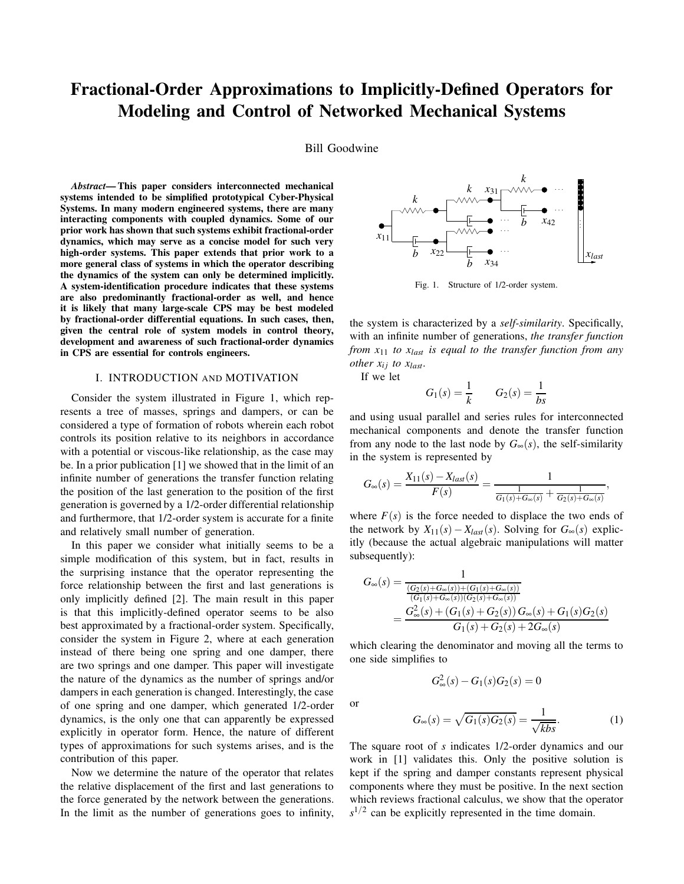# Fractional-Order Approximations to Implicitly-Defined Operators for Modeling and Control of Networked Mechanical Systems

Bill Goodwine

***Abstract*— This paper considers interconnected mechanical systems intended to be simplified prototypical Cyber-Physical Systems. In many modern engineered systems, there are many interacting components with coupled dynamics. Some of our prior work has shown that such systems exhibit fractional-order dynamics, which may serve as a concise model for such very high-order systems. This paper extends that prior work to a more general class of systems in which the operator describing the dynamics of the system can only be determined implicitly. A system-identification procedure indicates that these systems are also predominantly fractional-order as well, and hence it is likely that many large-scale CPS may be best modeled by fractional-order differential equations. In such cases, then, given the central role of system models in control theory, development and awareness of such fractional-order dynamics in CPS are essential for controls engineers.**

## I. INTRODUCTION AND MOTIVATION

Consider the system illustrated in Figure 1, which represents a tree of masses, springs and dampers, or can be considered a type of formation of robots wherein each robot controls its position relative to its neighbors in accordance with a potential or viscous-like relationship, as the case may be. In a prior publication [1] we showed that in the limit of an infinite number of generations the transfer function relating the position of the last generation to the position of the first generation is governed by a 1/2-order differential relationship and furthermore, that 1/2-order system is accurate for a finite and relatively small number of generation.

In this paper we consider what initially seems to be a simple modification of this system, but in fact, results in the surprising instance that the operator representing the force relationship between the first and last generations is only implicitly defined [2]. The main result in this paper is that this implicitly-defined operator seems to be also best approximated by a fractional-order system. Specifically, consider the system in Figure 2, where at each generation instead of there being one spring and one damper, there are two springs and one damper. This paper will investigate the nature of the dynamics as the number of springs and/or dampers in each generation is changed. Interestingly, the case of one spring and one damper, which generated 1/2-order dynamics, is the only one that can apparently be expressed explicitly in operator form. Hence, the nature of different types of approximations for such systems arises, and is the contribution of this paper.

Now we determine the nature of the operator that relates the relative displacement of the first and last generations to the force generated by the network between the generations. In the limit as the number of generations goes to infinity, the system is characterized by a *self-similarity*. Specifically, with an infinite number of generations, *the transfer function from $x_{11}$ to $x_{last}$ is equal to the transfer function from any other $x_{ij}$ to $x_{last}$*.

Fig. 1. Structure of 1/2-order system.

If we let

$$G_1(s) = \frac{1}{k} \qquad G_2(s) = \frac{1}{bs}$$

and using usual parallel and series rules for interconnected mechanical components and denote the transfer function from any node to the last node by $G_\infty(s)$, the self-similarity in the system is represented by

$$G_\infty(s) = \frac{X_{11}(s) - X_{last}(s)}{F(s)} = \frac{1}{\frac{1}{G_1(s)+G_\infty(s)} + \frac{1}{G_2(s)+G_\infty(s)}},$$

where $F(s)$ is the force needed to displace the two ends of the network by $X_{11}(s) - X_{last}(s)$. Solving for $G_\infty(s)$ explicitly (because the actual algebraic manipulations will matter subsequently):

$$\begin{aligned} G_\infty(s) &= \frac{1}{\frac{(G_2(s)+G_\infty(s))+(G_1(s)+G_\infty(s))}{(G_1(s)+G_\infty(s))(G_2(s)+G_\infty(s))}} \\ &= \frac{G_\infty^2(s) + (G_1(s)+G_2(s))\,G_\infty(s) + G_1(s)G_2(s)}{G_1(s)+G_2(s)+2G_\infty(s)} \end{aligned}$$

which clearing the denominator and moving all the terms to one side simplifies to

$$G_\infty^2(s) - G_1(s)G_2(s) = 0$$

or

$$G_\infty(s) = \sqrt{G_1(s)G_2(s)} = \frac{1}{\sqrt{kbs}}. \tag{1}$$

The square root of $s$ indicates 1/2-order dynamics and our work in [1] validates this. Only the positive solution is kept if the spring and damper constants represent physical components where they must be positive. In the next section which reviews fractional calculus, we show that the operator $s^{1/2}$ can be explicitly represented in the time domain.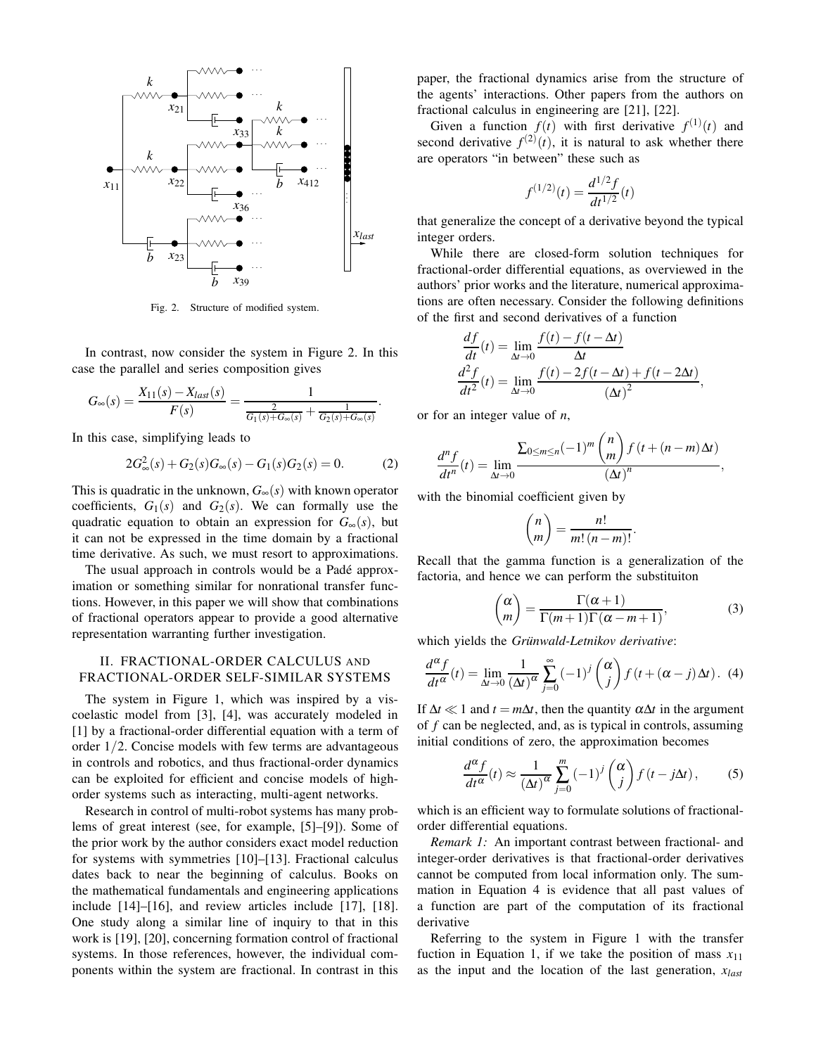Fig. 2. Structure of modified system.

In contrast, now consider the system in Figure 2. In this case the parallel and series composition gives

$$G_\infty(s) = \frac{X_{11}(s) - X_{last}(s)}{F(s)} = \frac{1}{\frac{2}{G_1(s)+G_\infty(s)} + \frac{1}{G_2(s)+G_\infty(s)}}.$$

In this case, simplifying leads to

$$2G_\infty^2(s) + G_2(s)G_\infty(s) - G_1(s)G_2(s) = 0. \quad (2)$$

This is quadratic in the unknown, $G_\infty(s)$ with known operator coefficients, $G_1(s)$ and $G_2(s)$. We can formally use the quadratic equation to obtain an expression for $G_\infty(s)$, but it can not be expressed in the time domain by a fractional time derivative. As such, we must resort to approximations.

The usual approach in controls would be a Padé approximation or something similar for nonrational transfer functions. However, in this paper we will show that combinations of fractional operators appear to provide a good alternative representation warranting further investigation.

## II. FRACTIONAL-ORDER CALCULUS AND FRACTIONAL-ORDER SELF-SIMILAR SYSTEMS

The system in Figure 1, which was inspired by a viscoelastic model from [3], [4], was accurately modeled in [1] by a fractional-order differential equation with a term of order $1/2$. Concise models with few terms are advantageous in controls and robotics, and thus fractional-order dynamics can be exploited for efficient and concise models of high-order systems such as interacting, multi-agent networks.

Research in control of multi-robot systems has many problems of great interest (see, for example, [5]–[9]). Some of the prior work by the author considers exact model reduction for systems with symmetries [10]–[13]. Fractional calculus dates back to near the beginning of calculus. Books on the mathematical fundamentals and engineering applications include [14]–[16], and review articles include [17], [18]. One study along a similar line of inquiry to that in this work is [19], [20], concerning formation control of fractional systems. In those references, however, the individual components within the system are fractional. In contrast in this paper, the fractional dynamics arise from the structure of the agents' interactions. Other papers from the authors on fractional calculus in engineering are [21], [22].

Given a function $f(t)$ with first derivative $f^{(1)}(t)$ and second derivative $f^{(2)}(t)$, it is natural to ask whether there are operators "in between" these such as

$$f^{(1/2)}(t) = \frac{d^{1/2}f}{dt^{1/2}}(t)$$

that generalize the concept of a derivative beyond the typical integer orders.

While there are closed-form solution techniques for fractional-order differential equations, as overviewed in the authors' prior works and the literature, numerical approximations are often necessary. Consider the following definitions of the first and second derivatives of a function

$$\frac{df}{dt}(t) = \lim_{\Delta t \to 0} \frac{f(t) - f(t-\Delta t)}{\Delta t}$$
$$\frac{d^2f}{dt^2}(t) = \lim_{\Delta t \to 0} \frac{f(t) - 2f(t-\Delta t) + f(t-2\Delta t)}{(\Delta t)^2},$$

or for an integer value of $n$,

$$\frac{d^nf}{dt^n}(t) = \lim_{\Delta t \to 0} \frac{\sum_{0 \le m \le n} (-1)^m \binom{n}{m} f(t + (n-m)\Delta t)}{(\Delta t)^n},$$

with the binomial coefficient given by

$$\binom{n}{m} = \frac{n!}{m!\,(n-m)!}.$$

Recall that the gamma function is a generalization of the factoria, and hence we can perform the substituiton

$$\binom{\alpha}{m} = \frac{\Gamma(\alpha+1)}{\Gamma(m+1)\Gamma(\alpha-m+1)}, \quad (3)$$

which yields the *Grünwald-Letnikov derivative*:

$$\frac{d^\alpha f}{dt^\alpha}(t) = \lim_{\Delta t \to 0} \frac{1}{(\Delta t)^\alpha} \sum_{j=0}^{\infty} (-1)^j \binom{\alpha}{j} f(t + (\alpha - j)\Delta t). \quad (4)$$

If $\Delta t \ll 1$ and $t = m\Delta t$, then the quantity $\alpha\Delta t$ in the argument of $f$ can be neglected, and, as is typical in controls, assuming initial conditions of zero, the approximation becomes

$$\frac{d^\alpha f}{dt^\alpha}(t) \approx \frac{1}{(\Delta t)^\alpha} \sum_{j=0}^{m} (-1)^j \binom{\alpha}{j} f(t - j\Delta t), \quad (5)$$

which is an efficient way to formulate solutions of fractional-order differential equations.

*Remark 1:* An important contrast between fractional- and integer-order derivatives is that fractional-order derivatives cannot be computed from local information only. The summation in Equation 4 is evidence that all past values of a function are part of the computation of its fractional derivative

Referring to the system in Figure 1 with the transfer fuction in Equation 1, if we take the position of mass $x_{11}$ as the input and the location of the last generation, $x_{last}$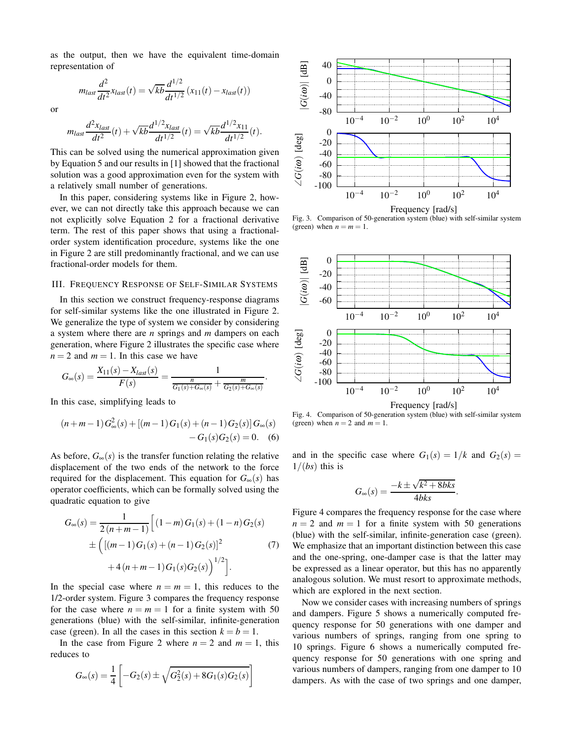as the output, then we have the equivalent time-domain representation of

$$m_{last}\frac{d^2}{dt^2}x_{last}(t) = \sqrt{kb}\frac{d^{1/2}}{dt^{1/2}}\left(x_{11}(t) - x_{last}(t)\right)$$

or

$$m_{last}\frac{d^2 x_{last}}{dt^2}(t) + \sqrt{kb}\frac{d^{1/2}x_{last}}{dt^{1/2}}(t) = \sqrt{kb}\frac{d^{1/2}x_{11}}{dt^{1/2}}(t).$$

This can be solved using the numerical approximation given by Equation 5 and our results in [1] showed that the fractional solution was a good approximation even for the system with a relatively small number of generations.

In this paper, considering systems like in Figure 2, however, we can not directly take this approach because we can not explicitly solve Equation 2 for a fractional derivative term. The rest of this paper shows that using a fractional-order system identification procedure, systems like the one in Figure 2 are still predominantly fractional, and we can use fractional-order models for them.

## III. Frequency Response of Self-Similar Systems

In this section we construct frequency-response diagrams for self-similar systems like the one illustrated in Figure 2. We generalize the type of system we consider by considering a system where there are $n$ springs and $m$ dampers on each generation, where Figure 2 illustrates the specific case where $n = 2$ and $m = 1$. In this case we have

$$G_\infty(s) = \frac{X_{11}(s) - X_{last}(s)}{F(s)} = \frac{1}{\frac{n}{G_1(s)+G_\infty(s)} + \frac{m}{G_2(s)+G_\infty(s)}}.$$

In this case, simplifying leads to

$$(n+m-1)G_\infty^2(s) + [(m-1)G_1(s) + (n-1)G_2(s)]G_\infty(s) - G_1(s)G_2(s) = 0. \quad (6)$$

As before, $G_\infty(s)$ is the transfer function relating the relative displacement of the two ends of the network to the force required for the displacement. This equation for $G_\infty(s)$ has operator coefficients, which can be formally solved using the quadratic equation to give

$$G_\infty(s) = \frac{1}{2(n+m-1)}\Big[(1-m)G_1(s) + (1-n)G_2(s) \pm \Big([(m-1)G_1(s) + (n-1)G_2(s)]^2 + 4(n+m-1)G_1(s)G_2(s)\Big)^{1/2}\Big]. \quad (7)$$

In the special case where $n = m = 1$, this reduces to the 1/2-order system. Figure 3 compares the frequency response for the case where $n = m = 1$ for a finite system with 50 generations (blue) with the self-similar, infinite-generation case (green). In all the cases in this section $k = b = 1$.

In the case from Figure 2 where $n = 2$ and $m = 1$, this reduces to

$$G_\infty(s) = \frac{1}{4}\left[-G_2(s) \pm \sqrt{G_2^2(s) + 8G_1(s)G_2(s)}\right]$$

and in the specific case where $G_1(s) = 1/k$ and $G_2(s) = 1/(bs)$ this is

$$G_\infty(s) = \frac{-k \pm \sqrt{k^2 + 8bks}}{4bks}.$$

Fig. 3. Comparison of 50-generation system (blue) with self-similar system (green) when $n = m = 1$.

Fig. 4. Comparison of 50-generation system (blue) with self-similar system (green) when $n = 2$ and $m = 1$.

Figure 4 compares the frequency response for the case where $n = 2$ and $m = 1$ for a finite system with 50 generations (blue) with the self-similar, infinite-generation case (green). We emphasize that an important distinction between this case and the one-spring, one-damper case is that the latter may be expressed as a linear operator, but this has no apparently analogous solution. We must resort to approximate methods, which are explored in the next section.

Now we consider cases with increasing numbers of springs and dampers. Figure 5 shows a numerically computed frequency response for 50 generations with one damper and various numbers of springs, ranging from one spring to 10 springs. Figure 6 shows a numerically computed frequency response for 50 generations with one spring and various numbers of dampers, ranging from one damper to 10 dampers. As with the case of two springs and one damper,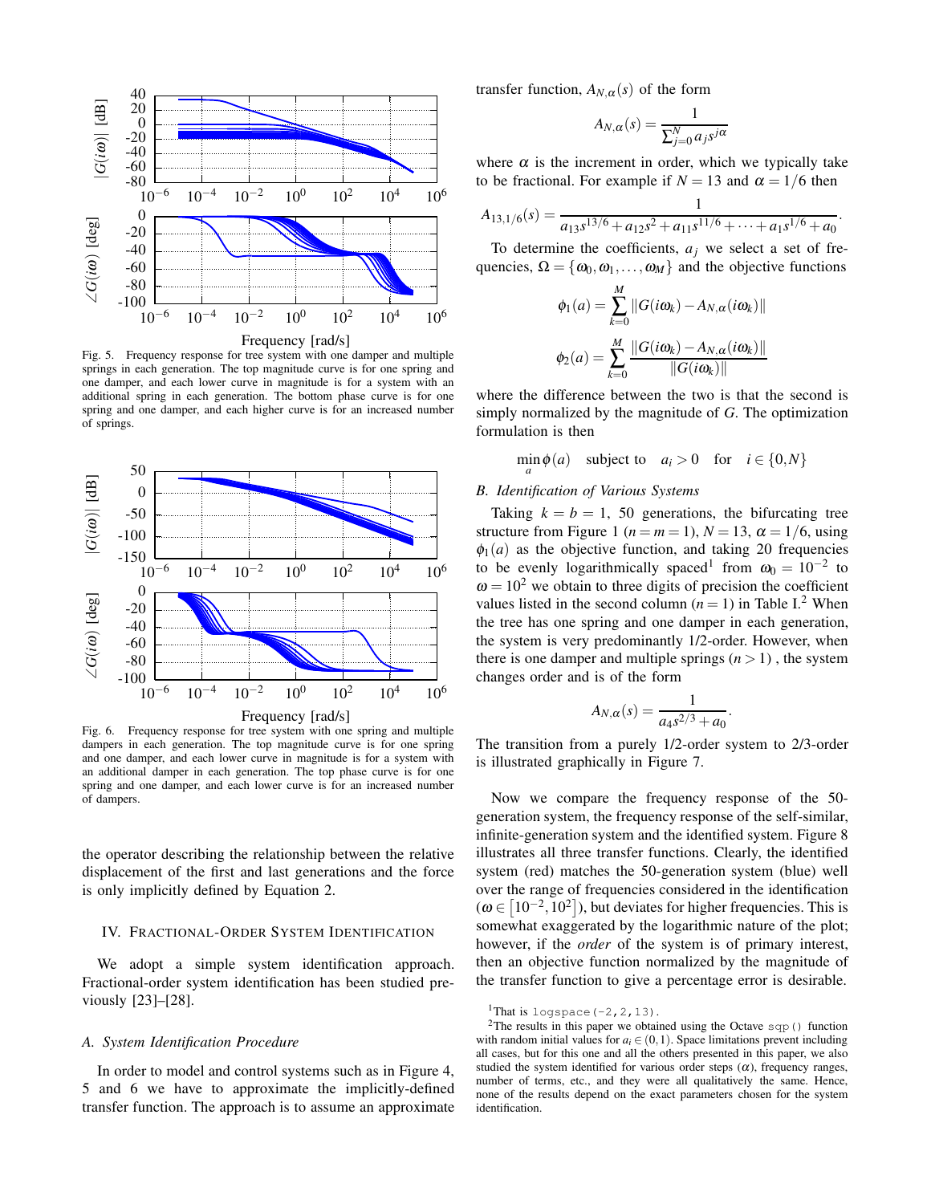Fig. 5. Frequency response for tree system with one damper and multiple springs in each generation. The top magnitude curve is for one spring and one damper, and each lower curve in magnitude is for a system with an additional spring in each generation. The bottom phase curve is for one spring and one damper, and each higher curve is for an increased number of springs.

Fig. 6. Frequency response for tree system with one spring and multiple dampers in each generation. The top magnitude curve is for one spring and one damper, and each lower curve in magnitude is for a system with an additional damper in each generation. The top phase curve is for one spring and one damper, and each lower curve is for an increased number of dampers.

the operator describing the relationship between the relative displacement of the first and last generations and the force is only implicitly defined by Equation 2.

## IV. Fractional-Order System Identification

We adopt a simple system identification approach. Fractional-order system identification has been studied previously [23]–[28].

### A. System Identification Procedure

In order to model and control systems such as in Figure 4, 5 and 6 we have to approximate the implicitly-defined transfer function. The approach is to assume an approximate transfer function, $A_{N,\alpha}(s)$ of the form

$$A_{N,\alpha}(s) = \frac{1}{\sum_{j=0}^{N} a_j s^{j\alpha}}$$

where $\alpha$ is the increment in order, which we typically take to be fractional. For example if $N = 13$ and $\alpha = 1/6$ then

$$A_{13,1/6}(s) = \frac{1}{a_{13}s^{13/6} + a_{12}s^2 + a_{11}s^{11/6} + \cdots + a_1 s^{1/6} + a_0}.$$

To determine the coefficients, $a_j$ we select a set of frequencies, $\Omega = \{\omega_0, \omega_1, \ldots, \omega_M\}$ and the objective functions

$$\phi_1(a) = \sum_{k=0}^{M} \|G(i\omega_k) - A_{N,\alpha}(i\omega_k)\|$$

$$\phi_2(a) = \sum_{k=0}^{M} \frac{\|G(i\omega_k) - A_{N,\alpha}(i\omega_k)\|}{\|G(i\omega_k)\|}$$

where the difference between the two is that the second is simply normalized by the magnitude of $G$. The optimization formulation is then

$$\min_a \phi(a) \quad \text{subject to} \quad a_i > 0 \quad \text{for} \quad i \in \{0, N\}$$

### B. Identification of Various Systems

Taking $k = b = 1$, 50 generations, the bifurcating tree structure from Figure 1 ($n = m = 1$), $N = 13$, $\alpha = 1/6$, using $\phi_1(a)$ as the objective function, and taking 20 frequencies to be evenly logarithmically spaced[1] from $\omega_0 = 10^{-2}$ to $\omega = 10^2$ we obtain to three digits of precision the coefficient values listed in the second column ($n = 1$) in Table I.[2] When the tree has one spring and one damper in each generation, the system is very predominantly 1/2-order. However, when there is one damper and multiple springs ($n > 1$) , the system changes order and is of the form

$$A_{N,\alpha}(s) = \frac{1}{a_4 s^{2/3} + a_0}.$$

The transition from a purely 1/2-order system to 2/3-order is illustrated graphically in Figure 7.

Now we compare the frequency response of the 50-generation system, the frequency response of the self-similar, infinite-generation system and the identified system. Figure 8 illustrates all three transfer functions. Clearly, the identified system (red) matches the 50-generation system (blue) well over the range of frequencies considered in the identification ($\omega \in [10^{-2}, 10^2]$), but deviates for higher frequencies. This is somewhat exaggerated by the logarithmic nature of the plot; however, if the *order* of the system is of primary interest, then an objective function normalized by the magnitude of the transfer function to give a percentage error is desirable.

[1] That is `logspace(-2,2,13)`.

[2] The results in this paper we obtained using the Octave `sqp()` function with random initial values for $a_i \in (0, 1)$. Space limitations prevent including all cases, but for this one and all the others presented in this paper, we also studied the system identified for various order steps ($\alpha$), frequency ranges, number of terms, etc., and they were all qualitatively the same. Hence, none of the results depend on the exact parameters chosen for the system identification.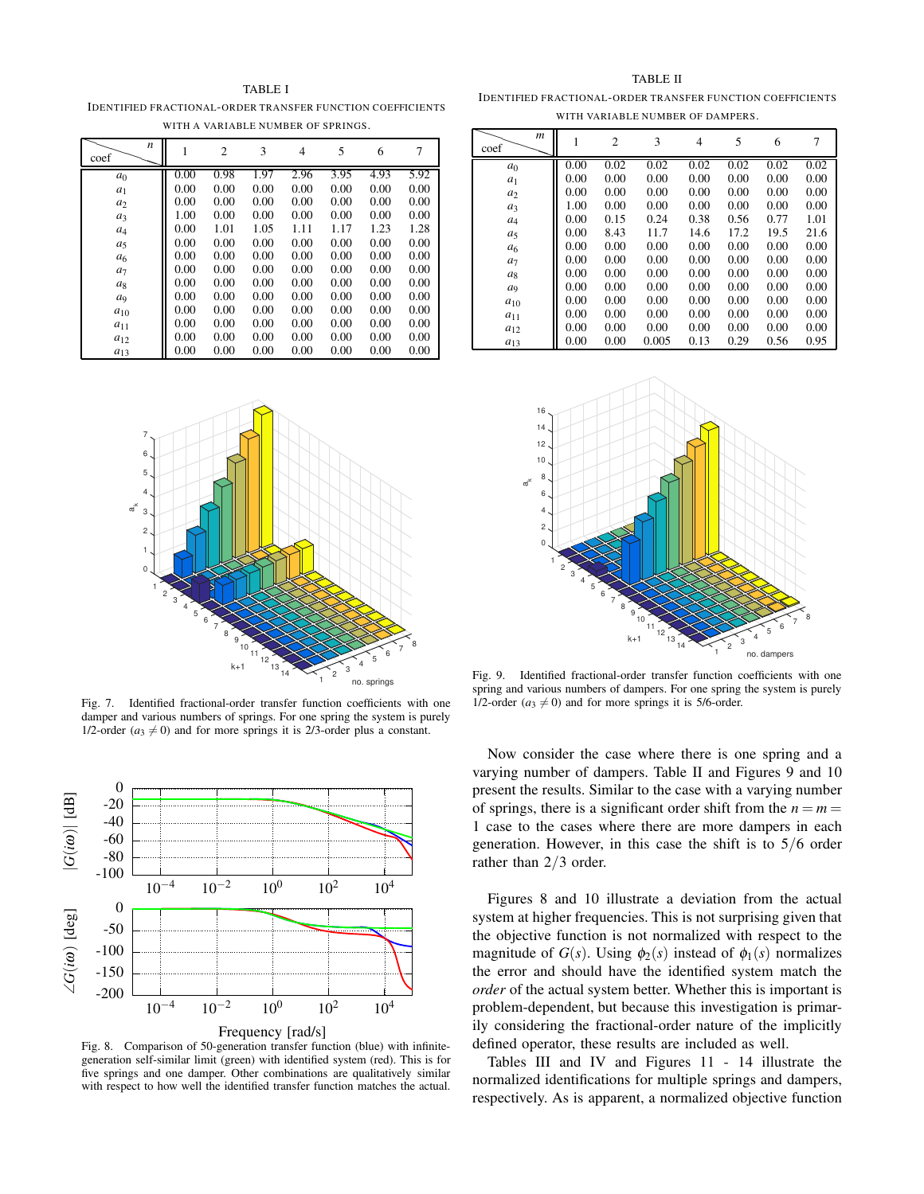TABLE I

IDENTIFIED FRACTIONAL-ORDER TRANSFER FUNCTION COEFFICIENTS WITH A VARIABLE NUMBER OF SPRINGS.

| coef \ $n$ | 1 | 2 | 3 | 4 | 5 | 6 | 7 |
|---|---|---|---|---|---|---|---|
| $a_0$ | 0.00 | 0.98 | 1.97 | 2.96 | 3.95 | 4.93 | 5.92 |
| $a_1$ | 0.00 | 0.00 | 0.00 | 0.00 | 0.00 | 0.00 | 0.00 |
| $a_2$ | 0.00 | 0.00 | 0.00 | 0.00 | 0.00 | 0.00 | 0.00 |
| $a_3$ | 1.00 | 0.00 | 0.00 | 0.00 | 0.00 | 0.00 | 0.00 |
| $a_4$ | 0.00 | 1.01 | 1.05 | 1.11 | 1.17 | 1.23 | 1.28 |
| $a_5$ | 0.00 | 0.00 | 0.00 | 0.00 | 0.00 | 0.00 | 0.00 |
| $a_6$ | 0.00 | 0.00 | 0.00 | 0.00 | 0.00 | 0.00 | 0.00 |
| $a_7$ | 0.00 | 0.00 | 0.00 | 0.00 | 0.00 | 0.00 | 0.00 |
| $a_8$ | 0.00 | 0.00 | 0.00 | 0.00 | 0.00 | 0.00 | 0.00 |
| $a_9$ | 0.00 | 0.00 | 0.00 | 0.00 | 0.00 | 0.00 | 0.00 |
| $a_{10}$ | 0.00 | 0.00 | 0.00 | 0.00 | 0.00 | 0.00 | 0.00 |
| $a_{11}$ | 0.00 | 0.00 | 0.00 | 0.00 | 0.00 | 0.00 | 0.00 |
| $a_{12}$ | 0.00 | 0.00 | 0.00 | 0.00 | 0.00 | 0.00 | 0.00 |
| $a_{13}$ | 0.00 | 0.00 | 0.00 | 0.00 | 0.00 | 0.00 | 0.00 |

Fig. 7. Identified fractional-order transfer function coefficients with one damper and various numbers of springs. For one spring the system is purely 1/2-order ($a_3 \neq 0$) and for more springs it is 2/3-order plus a constant.

Fig. 8. Comparison of 50-generation transfer function (blue) with infinite-generation self-similar limit (green) with identified system (red). This is for five springs and one damper. Other combinations are qualitatively similar with respect to how well the identified transfer function matches the actual.

TABLE II

IDENTIFIED FRACTIONAL-ORDER TRANSFER FUNCTION COEFFICIENTS WITH VARIABLE NUMBER OF DAMPERS.

| coef \ $m$ | 1 | 2 | 3 | 4 | 5 | 6 | 7 |
|---|---|---|---|---|---|---|---|
| $a_0$ | 0.00 | 0.02 | 0.02 | 0.02 | 0.02 | 0.02 | 0.02 |
| $a_1$ | 0.00 | 0.00 | 0.00 | 0.00 | 0.00 | 0.00 | 0.00 |
| $a_2$ | 0.00 | 0.00 | 0.00 | 0.00 | 0.00 | 0.00 | 0.00 |
| $a_3$ | 1.00 | 0.00 | 0.00 | 0.00 | 0.00 | 0.00 | 0.00 |
| $a_4$ | 0.00 | 0.15 | 0.24 | 0.38 | 0.56 | 0.77 | 1.01 |
| $a_5$ | 0.00 | 8.43 | 11.7 | 14.6 | 17.2 | 19.5 | 21.6 |
| $a_6$ | 0.00 | 0.00 | 0.00 | 0.00 | 0.00 | 0.00 | 0.00 |
| $a_7$ | 0.00 | 0.00 | 0.00 | 0.00 | 0.00 | 0.00 | 0.00 |
| $a_8$ | 0.00 | 0.00 | 0.00 | 0.00 | 0.00 | 0.00 | 0.00 |
| $a_9$ | 0.00 | 0.00 | 0.00 | 0.00 | 0.00 | 0.00 | 0.00 |
| $a_{10}$ | 0.00 | 0.00 | 0.00 | 0.00 | 0.00 | 0.00 | 0.00 |
| $a_{11}$ | 0.00 | 0.00 | 0.00 | 0.00 | 0.00 | 0.00 | 0.00 |
| $a_{12}$ | 0.00 | 0.00 | 0.00 | 0.00 | 0.00 | 0.00 | 0.00 |
| $a_{13}$ | 0.00 | 0.00 | 0.005 | 0.13 | 0.29 | 0.56 | 0.95 |

Fig. 9. Identified fractional-order transfer function coefficients with one spring and various numbers of dampers. For one spring the system is purely 1/2-order ($a_3 \neq 0$) and for more springs it is 5/6-order.

Now consider the case where there is one spring and a varying number of dampers. Table II and Figures 9 and 10 present the results. Similar to the case with a varying number of springs, there is a significant order shift from the $n = m = 1$ case to the cases where there are more dampers in each generation. However, in this case the shift is to $5/6$ order rather than $2/3$ order.

Figures 8 and 10 illustrate a deviation from the actual system at higher frequencies. This is not surprising given that the objective function is not normalized with respect to the magnitude of $G(s)$. Using $\phi_2(s)$ instead of $\phi_1(s)$ normalizes the error and should have the identified system match the *order* of the actual system better. Whether this is important is problem-dependent, but because this investigation is primarily considering the fractional-order nature of the implicitly defined operator, these results are included as well.

Tables III and IV and Figures 11 - 14 illustrate the normalized identifications for multiple springs and dampers, respectively. As is apparent, a normalized objective function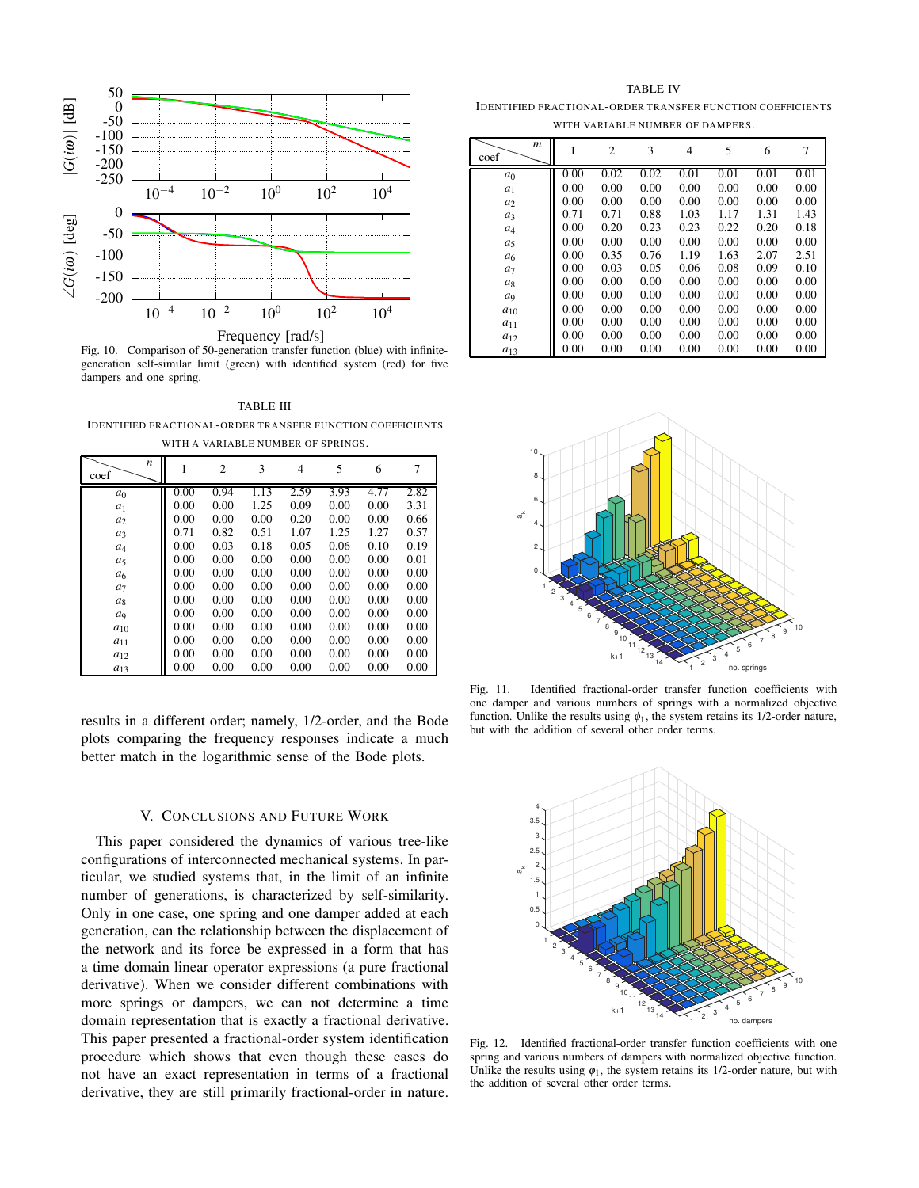Fig. 10. Comparison of 50-generation transfer function (blue) with infinite-generation self-similar limit (green) with identified system (red) for five dampers and one spring.

TABLE III

IDENTIFIED FRACTIONAL-ORDER TRANSFER FUNCTION COEFFICIENTS WITH A VARIABLE NUMBER OF SPRINGS.

| coef \ $n$ | 1 | 2 | 3 | 4 | 5 | 6 | 7 |
|---|---|---|---|---|---|---|---|
| $a_0$ | 0.00 | 0.94 | 1.13 | 2.59 | 3.93 | 4.77 | 2.82 |
| $a_1$ | 0.00 | 0.00 | 1.25 | 0.09 | 0.00 | 0.00 | 3.31 |
| $a_2$ | 0.00 | 0.00 | 0.00 | 0.20 | 0.00 | 0.00 | 0.66 |
| $a_3$ | 0.71 | 0.82 | 0.51 | 1.07 | 1.25 | 1.27 | 0.57 |
| $a_4$ | 0.00 | 0.03 | 0.18 | 0.05 | 0.06 | 0.10 | 0.19 |
| $a_5$ | 0.00 | 0.00 | 0.00 | 0.00 | 0.00 | 0.00 | 0.01 |
| $a_6$ | 0.00 | 0.00 | 0.00 | 0.00 | 0.00 | 0.00 | 0.00 |
| $a_7$ | 0.00 | 0.00 | 0.00 | 0.00 | 0.00 | 0.00 | 0.00 |
| $a_8$ | 0.00 | 0.00 | 0.00 | 0.00 | 0.00 | 0.00 | 0.00 |
| $a_9$ | 0.00 | 0.00 | 0.00 | 0.00 | 0.00 | 0.00 | 0.00 |
| $a_{10}$ | 0.00 | 0.00 | 0.00 | 0.00 | 0.00 | 0.00 | 0.00 |
| $a_{11}$ | 0.00 | 0.00 | 0.00 | 0.00 | 0.00 | 0.00 | 0.00 |
| $a_{12}$ | 0.00 | 0.00 | 0.00 | 0.00 | 0.00 | 0.00 | 0.00 |
| $a_{13}$ | 0.00 | 0.00 | 0.00 | 0.00 | 0.00 | 0.00 | 0.00 |

results in a different order; namely, 1/2-order, and the Bode plots comparing the frequency responses indicate a much better match in the logarithmic sense of the Bode plots.

## V. Conclusions and Future Work

This paper considered the dynamics of various tree-like configurations of interconnected mechanical systems. In particular, we studied systems that, in the limit of an infinite number of generations, is characterized by self-similarity. Only in one case, one spring and one damper added at each generation, can the relationship between the displacement of the network and its force be expressed in a form that has a time domain linear operator expressions (a pure fractional derivative). When we consider different combinations with more springs or dampers, we can not determine a time domain representation that is exactly a fractional derivative. This paper presented a fractional-order system identification procedure which shows that even though these cases do not have an exact representation in terms of a fractional derivative, they are still primarily fractional-order in nature.

TABLE IV

IDENTIFIED FRACTIONAL-ORDER TRANSFER FUNCTION COEFFICIENTS WITH VARIABLE NUMBER OF DAMPERS.

| coef \ $m$ | 1 | 2 | 3 | 4 | 5 | 6 | 7 |
|---|---|---|---|---|---|---|---|
| $a_0$ | 0.00 | 0.02 | 0.02 | 0.01 | 0.01 | 0.01 | 0.01 |
| $a_1$ | 0.00 | 0.00 | 0.00 | 0.00 | 0.00 | 0.00 | 0.00 |
| $a_2$ | 0.00 | 0.00 | 0.00 | 0.00 | 0.00 | 0.00 | 0.00 |
| $a_3$ | 0.71 | 0.71 | 0.88 | 1.03 | 1.17 | 1.31 | 1.43 |
| $a_4$ | 0.00 | 0.20 | 0.23 | 0.23 | 0.22 | 0.20 | 0.18 |
| $a_5$ | 0.00 | 0.00 | 0.00 | 0.00 | 0.00 | 0.00 | 0.00 |
| $a_6$ | 0.00 | 0.35 | 0.76 | 1.19 | 1.63 | 2.07 | 2.51 |
| $a_7$ | 0.00 | 0.03 | 0.05 | 0.06 | 0.08 | 0.09 | 0.10 |
| $a_8$ | 0.00 | 0.00 | 0.00 | 0.00 | 0.00 | 0.00 | 0.00 |
| $a_9$ | 0.00 | 0.00 | 0.00 | 0.00 | 0.00 | 0.00 | 0.00 |
| $a_{10}$ | 0.00 | 0.00 | 0.00 | 0.00 | 0.00 | 0.00 | 0.00 |
| $a_{11}$ | 0.00 | 0.00 | 0.00 | 0.00 | 0.00 | 0.00 | 0.00 |
| $a_{12}$ | 0.00 | 0.00 | 0.00 | 0.00 | 0.00 | 0.00 | 0.00 |
| $a_{13}$ | 0.00 | 0.00 | 0.00 | 0.00 | 0.00 | 0.00 | 0.00 |

Fig. 11. Identified fractional-order transfer function coefficients with one damper and various numbers of springs with a normalized objective function. Unlike the results using $\phi_1$, the system retains its 1/2-order nature, but with the addition of several other order terms.

Fig. 12. Identified fractional-order transfer function coefficients with one spring and various numbers of dampers with normalized objective function. Unlike the results using $\phi_1$, the system retains its 1/2-order nature, but with the addition of several other order terms.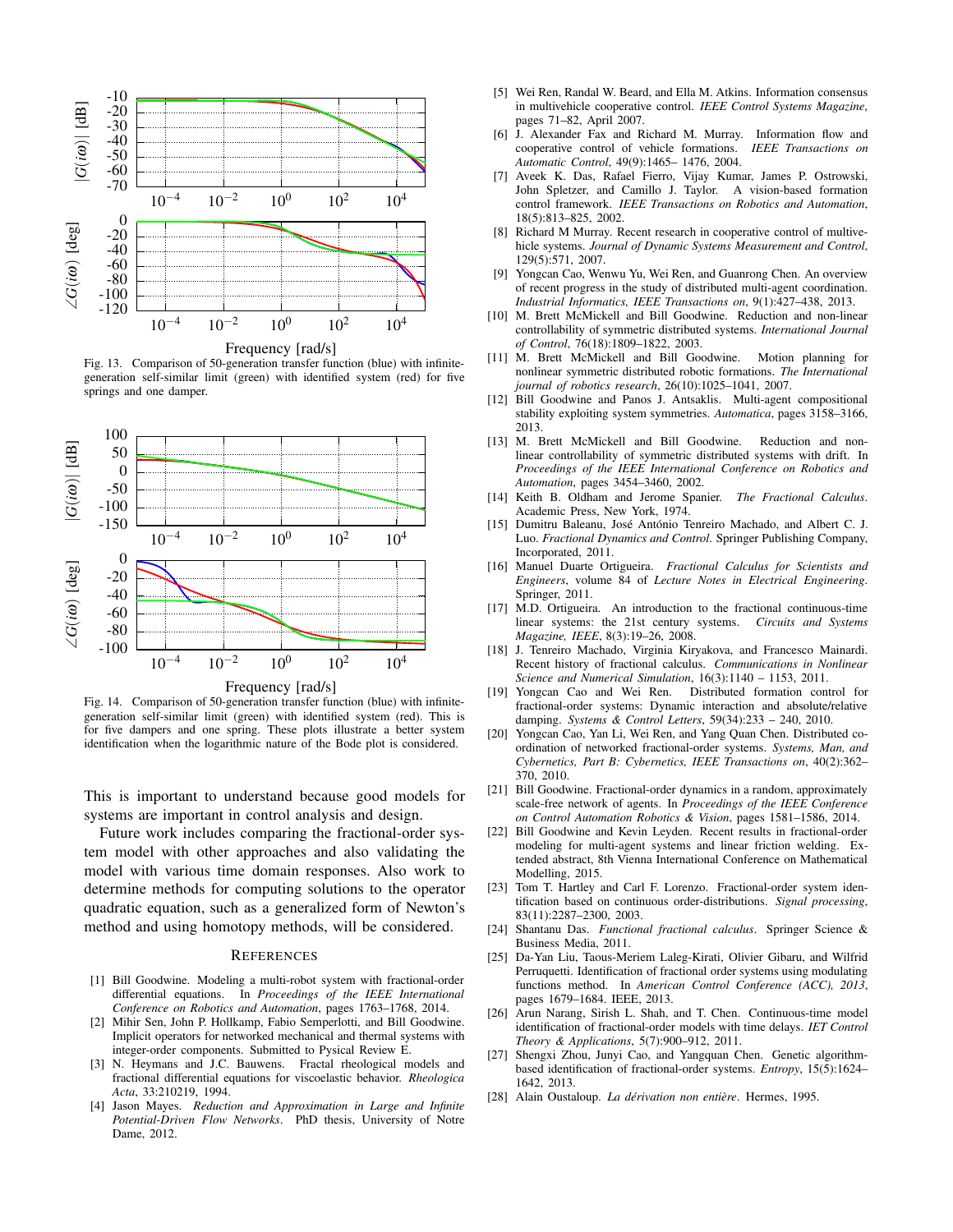-10
-20
-30
-40
-50
-60
-70

$|G(i\omega)|$ [dB]

$10^{-4}$ $10^{-2}$ $10^{0}$ $10^{2}$ $10^{4}$

0
-20
-40
-60
-80
-100
-120

$\angle G(i\omega)$ [deg]

$10^{-4}$ $10^{-2}$ $10^{0}$ $10^{2}$ $10^{4}$

Frequency [rad/s]

Fig. 13. Comparison of 50-generation transfer function (blue) with infinite-generation self-similar limit (green) with identified system (red) for five springs and one damper.

100
50
0
-50
-100
-150

$|G(i\omega)|$ [dB]

$10^{-4}$ $10^{-2}$ $10^{0}$ $10^{2}$ $10^{4}$

0
-20
-40
-60
-80
-100

$\angle G(i\omega)$ [deg]

$10^{-4}$ $10^{-2}$ $10^{0}$ $10^{2}$ $10^{4}$

Frequency [rad/s]

Fig. 14. Comparison of 50-generation transfer function (blue) with infinite-generation self-similar limit (green) with identified system (red). This is for five dampers and one spring. These plots illustrate a better system identification when the logarithmic nature of the Bode plot is considered.

This is important to understand because good models for systems are important in control analysis and design.

Future work includes comparing the fractional-order system model with other approaches and also validating the model with various time domain responses. Also work to determine methods for computing solutions to the operator quadratic equation, such as a generalized form of Newton's method and using homotopy methods, will be considered.

## References

[1] Bill Goodwine. Modeling a multi-robot system with fractional-order differential equations. In *Proceedings of the IEEE International Conference on Robotics and Automation*, pages 1763–1768, 2014.

[2] Mihir Sen, John P. Hollkamp, Fabio Semperlotti, and Bill Goodwine. Implicit operators for networked mechanical and thermal systems with integer-order components. Submitted to Pysical Review E.

[3] N. Heymans and J.C. Bauwens. Fractal rheological models and fractional differential equations for viscoelastic behavior. *Rheologica Acta*, 33:210219, 1994.

[4] Jason Mayes. *Reduction and Approximation in Large and Infinite Potential-Driven Flow Networks*. PhD thesis, University of Notre Dame, 2012.

[5] Wei Ren, Randal W. Beard, and Ella M. Atkins. Information consensus in multivehicle cooperative control. *IEEE Control Systems Magazine*, pages 71–82, April 2007.

[6] J. Alexander Fax and Richard M. Murray. Information flow and cooperative control of vehicle formations. *IEEE Transactions on Automatic Control*, 49(9):1465– 1476, 2004.

[7] Aveek K. Das, Rafael Fierro, Vijay Kumar, James P. Ostrowski, John Spletzer, and Camillo J. Taylor. A vision-based formation control framework. *IEEE Transactions on Robotics and Automation*, 18(5):813–825, 2002.

[8] Richard M Murray. Recent research in cooperative control of multivehicle systems. *Journal of Dynamic Systems Measurement and Control*, 129(5):571, 2007.

[9] Yongcan Cao, Wenwu Yu, Wei Ren, and Guanrong Chen. An overview of recent progress in the study of distributed multi-agent coordination. *Industrial Informatics, IEEE Transactions on*, 9(1):427–438, 2013.

[10] M. Brett McMickell and Bill Goodwine. Reduction and non-linear controllability of symmetric distributed systems. *International Journal of Control*, 76(18):1809–1822, 2003.

[11] M. Brett McMickell and Bill Goodwine. Motion planning for nonlinear symmetric distributed robotic formations. *The International journal of robotics research*, 26(10):1025–1041, 2007.

[12] Bill Goodwine and Panos J. Antsaklis. Multi-agent compositional stability exploiting system symmetries. *Automatica*, pages 3158–3166, 2013.

[13] M. Brett McMickell and Bill Goodwine. Reduction and nonlinear controllability of symmetric distributed systems with drift. In *Proceedings of the IEEE International Conference on Robotics and Automation*, pages 3454–3460, 2002.

[14] Keith B. Oldham and Jerome Spanier. *The Fractional Calculus*. Academic Press, New York, 1974.

[15] Dumitru Baleanu, José António Tenreiro Machado, and Albert C. J. Luo. *Fractional Dynamics and Control*. Springer Publishing Company, Incorporated, 2011.

[16] Manuel Duarte Ortigueira. *Fractional Calculus for Scientists and Engineers*, volume 84 of *Lecture Notes in Electrical Engineering*. Springer, 2011.

[17] M.D. Ortigueira. An introduction to the fractional continuous-time linear systems: the 21st century systems. *Circuits and Systems Magazine, IEEE*, 8(3):19–26, 2008.

[18] J. Tenreiro Machado, Virginia Kiryakova, and Francesco Mainardi. Recent history of fractional calculus. *Communications in Nonlinear Science and Numerical Simulation*, 16(3):1140 – 1153, 2011.

[19] Yongcan Cao and Wei Ren. Distributed formation control for fractional-order systems: Dynamic interaction and absolute/relative damping. *Systems & Control Letters*, 59(34):233 – 240, 2010.

[20] Yongcan Cao, Yan Li, Wei Ren, and Yang Quan Chen. Distributed coordination of networked fractional-order systems. *Systems, Man, and Cybernetics, Part B: Cybernetics, IEEE Transactions on*, 40(2):362–370, 2010.

[21] Bill Goodwine. Fractional-order dynamics in a random, approximately scale-free network of agents. In *Proceedings of the IEEE Conference on Control Automation Robotics & Vision*, pages 1581–1586, 2014.

[22] Bill Goodwine and Kevin Leyden. Recent results in fractional-order modeling for multi-agent systems and linear friction welding. Extended abstract, 8th Vienna International Conference on Mathematical Modelling, 2015.

[23] Tom T. Hartley and Carl F. Lorenzo. Fractional-order system identification based on continuous order-distributions. *Signal processing*, 83(11):2287–2300, 2003.

[24] Shantanu Das. *Functional fractional calculus*. Springer Science & Business Media, 2011.

[25] Da-Yan Liu, Taous-Meriem Laleg-Kirati, Olivier Gibaru, and Wilfrid Perruquetti. Identification of fractional order systems using modulating functions method. In *American Control Conference (ACC), 2013*, pages 1679–1684. IEEE, 2013.

[26] Arun Narang, Sirish L. Shah, and T. Chen. Continuous-time model identification of fractional-order models with time delays. *IET Control Theory & Applications*, 5(7):900–912, 2011.

[27] Shengxi Zhou, Junyi Cao, and Yangquan Chen. Genetic algorithm-based identification of fractional-order systems. *Entropy*, 15(5):1624–1642, 2013.

[28] Alain Oustaloup. *La dérivation non entière*. Hermes, 1995.